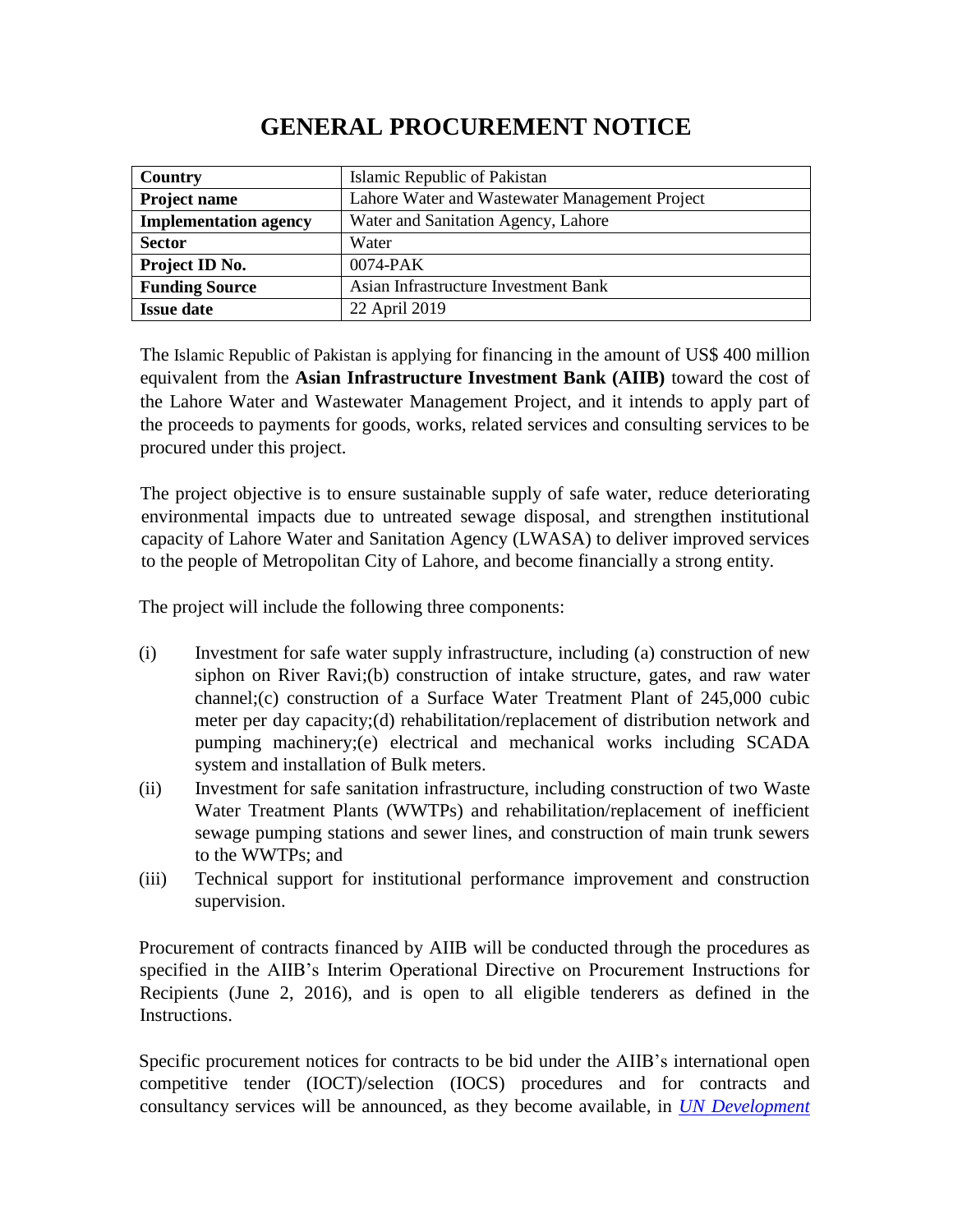# GENERAL PROCUREMENT NOTICE

| **Country** | Islamic Republic of Pakistan |
|---|---|
| **Project name** | Lahore Water and Wastewater Management Project |
| **Implementation agency** | Water and Sanitation Agency, Lahore |
| **Sector** | Water |
| **Project ID No.** | 0074-PAK |
| **Funding Source** | Asian Infrastructure Investment Bank |
| **Issue date** | 22 April 2019 |

The Islamic Republic of Pakistan is applying for financing in the amount of US$ 400 million equivalent from the **Asian Infrastructure Investment Bank (AIIB)** toward the cost of the Lahore Water and Wastewater Management Project, and it intends to apply part of the proceeds to payments for goods, works, related services and consulting services to be procured under this project.

The project objective is to ensure sustainable supply of safe water, reduce deteriorating environmental impacts due to untreated sewage disposal, and strengthen institutional capacity of Lahore Water and Sanitation Agency (LWASA) to deliver improved services to the people of Metropolitan City of Lahore, and become financially a strong entity.

The project will include the following three components:

(i) Investment for safe water supply infrastructure, including (a) construction of new siphon on River Ravi;(b) construction of intake structure, gates, and raw water channel;(c) construction of a Surface Water Treatment Plant of 245,000 cubic meter per day capacity;(d) rehabilitation/replacement of distribution network and pumping machinery;(e) electrical and mechanical works including SCADA system and installation of Bulk meters.

(ii) Investment for safe sanitation infrastructure, including construction of two Waste Water Treatment Plants (WWTPs) and rehabilitation/replacement of inefficient sewage pumping stations and sewer lines, and construction of main trunk sewers to the WWTPs; and

(iii) Technical support for institutional performance improvement and construction supervision.

Procurement of contracts financed by AIIB will be conducted through the procedures as specified in the AIIB's Interim Operational Directive on Procurement Instructions for Recipients (June 2, 2016), and is open to all eligible tenderers as defined in the Instructions.

Specific procurement notices for contracts to be bid under the AIIB's international open competitive tender (IOCT)/selection (IOCS) procedures and for contracts and consultancy services will be announced, as they become available, in *UN Development*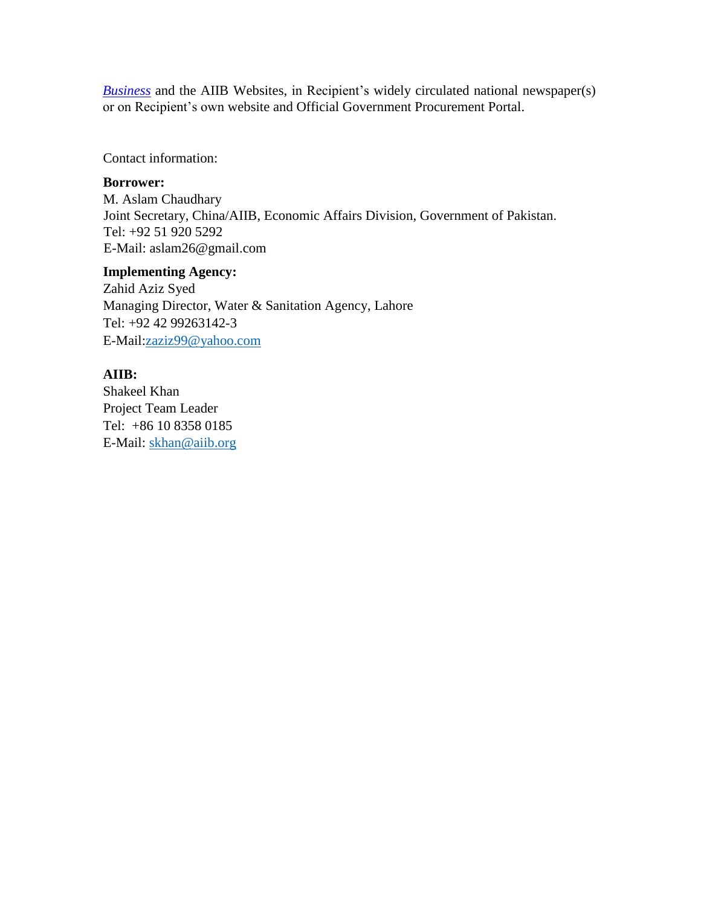*Business* and the AIIB Websites, in Recipient's widely circulated national newspaper(s) or on Recipient's own website and Official Government Procurement Portal.

Contact information:

**Borrower:**
M. Aslam Chaudhary
Joint Secretary, China/AIIB, Economic Affairs Division, Government of Pakistan.
Tel: +92 51 920 5292
E-Mail: aslam26@gmail.com

**Implementing Agency:**
Zahid Aziz Syed
Managing Director, Water & Sanitation Agency, Lahore
Tel: +92 42 99263142-3
E-Mail:zaziz99@yahoo.com

**AIIB:**
Shakeel Khan
Project Team Leader
Tel: +86 10 8358 0185
E-Mail: skhan@aiib.org